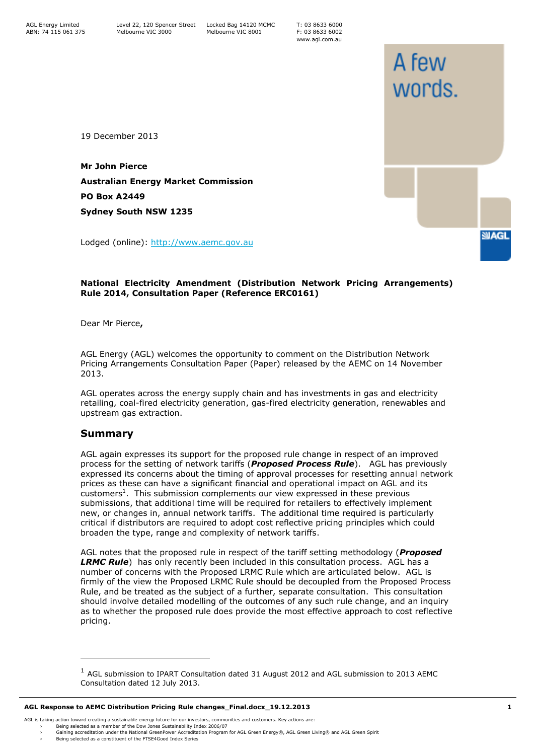AGL Energy Limited
ABN: 74 115 061 375

Level 22, 120 Spencer Street
Melbourne VIC 3000

Locked Bag 14120 MCMC
Melbourne VIC 8001

T: 03 8633 6000
F: 03 8633 6002
www.agl.com.au

19 December 2013

**Mr John Pierce**
**Australian Energy Market Commission**
**PO Box A2449**
**Sydney South NSW 1235**

Lodged (online): http://www.aemc.gov.au

**National Electricity Amendment (Distribution Network Pricing Arrangements) Rule 2014, Consultation Paper (Reference ERC0161)**

Dear Mr Pierce,

AGL Energy (AGL) welcomes the opportunity to comment on the Distribution Network Pricing Arrangements Consultation Paper (Paper) released by the AEMC on 14 November 2013.

AGL operates across the energy supply chain and has investments in gas and electricity retailing, coal-fired electricity generation, gas-fired electricity generation, renewables and upstream gas extraction.

## Summary

AGL again expresses its support for the proposed rule change in respect of an improved process for the setting of network tariffs (***Proposed Process Rule***). AGL has previously expressed its concerns about the timing of approval processes for resetting annual network prices as these can have a significant financial and operational impact on AGL and its customers[1]. This submission complements our view expressed in these previous submissions, that additional time will be required for retailers to effectively implement new, or changes in, annual network tariffs. The additional time required is particularly critical if distributors are required to adopt cost reflective pricing principles which could broaden the type, range and complexity of network tariffs.

AGL notes that the proposed rule in respect of the tariff setting methodology (***Proposed LRMC Rule***) has only recently been included in this consultation process. AGL has a number of concerns with the Proposed LRMC Rule which are articulated below. AGL is firmly of the view the Proposed LRMC Rule should be decoupled from the Proposed Process Rule, and be treated as the subject of a further, separate consultation. This consultation should involve detailed modelling of the outcomes of any such rule change, and an inquiry as to whether the proposed rule does provide the most effective approach to cost reflective pricing.

[1] AGL submission to IPART Consultation dated 31 August 2012 and AGL submission to 2013 AEMC Consultation dated 12 July 2013.

AGL is taking action toward creating a sustainable energy future for our investors, communities and customers. Key actions are:
- Being selected as a member of the Dow Jones Sustainability Index 2006/07
- Gaining accreditation under the National GreenPower Accreditation Program for AGL Green Energy®, AGL Green Living® and AGL Green Spirit
- Being selected as a constituent of the FTSE4Good Index Series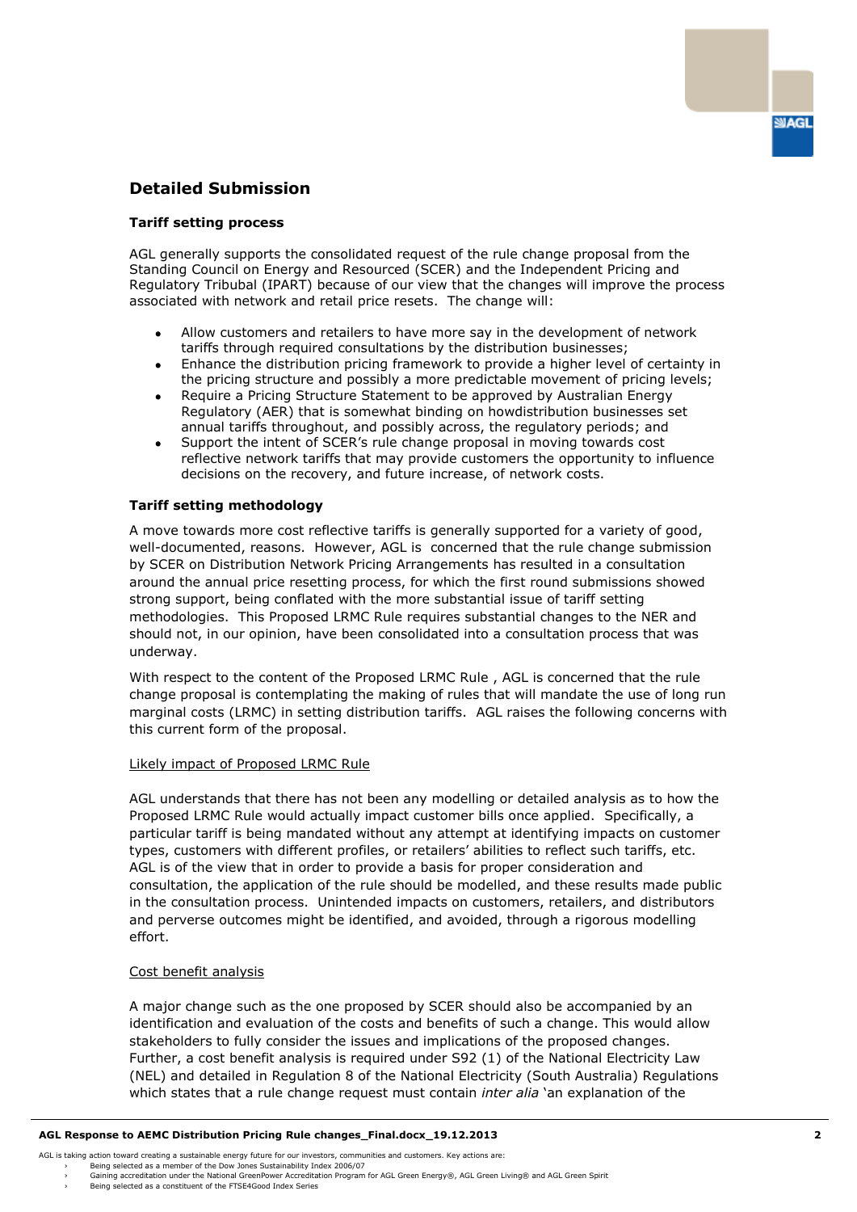## Detailed Submission

### Tariff setting process

AGL generally supports the consolidated request of the rule change proposal from the Standing Council on Energy and Resourced (SCER) and the Independent Pricing and Regulatory Tribual (IPART) because of our view that the changes will improve the process associated with network and retail price resets. The change will:

- Allow customers and retailers to have more say in the development of network tariffs through required consultations by the distribution businesses;
- Enhance the distribution pricing framework to provide a higher level of certainty in the pricing structure and possibly a more predictable movement of pricing levels;
- Require a Pricing Structure Statement to be approved by Australian Energy Regulatory (AER) that is somewhat binding on howdistribution businesses set annual tariffs throughout, and possibly across, the regulatory periods; and
- Support the intent of SCER's rule change proposal in moving towards cost reflective network tariffs that may provide customers the opportunity to influence decisions on the recovery, and future increase, of network costs.

### Tariff setting methodology

A move towards more cost reflective tariffs is generally supported for a variety of good, well-documented, reasons. However, AGL is concerned that the rule change submission by SCER on Distribution Network Pricing Arrangements has resulted in a consultation around the annual price resetting process, for which the first round submissions showed strong support, being conflated with the more substantial issue of tariff setting methodologies. This Proposed LRMC Rule requires substantial changes to the NER and should not, in our opinion, have been consolidated into a consultation process that was underway.

With respect to the content of the Proposed LRMC Rule , AGL is concerned that the rule change proposal is contemplating the making of rules that will mandate the use of long run marginal costs (LRMC) in setting distribution tariffs. AGL raises the following concerns with this current form of the proposal.

<u>Likely impact of Proposed LRMC Rule</u>

AGL understands that there has not been any modelling or detailed analysis as to how the Proposed LRMC Rule would actually impact customer bills once applied. Specifically, a particular tariff is being mandated without any attempt at identifying impacts on customer types, customers with different profiles, or retailers' abilities to reflect such tariffs, etc. AGL is of the view that in order to provide a basis for proper consideration and consultation, the application of the rule should be modelled, and these results made public in the consultation process. Unintended impacts on customers, retailers, and distributors and perverse outcomes might be identified, and avoided, through a rigorous modelling effort.

<u>Cost benefit analysis</u>

A major change such as the one proposed by SCER should also be accompanied by an identification and evaluation of the costs and benefits of such a change. This would allow stakeholders to fully consider the issues and implications of the proposed changes. Further, a cost benefit analysis is required under S92 (1) of the National Electricity Law (NEL) and detailed in Regulation 8 of the National Electricity (South Australia) Regulations which states that a rule change request must contain *inter alia* 'an explanation of the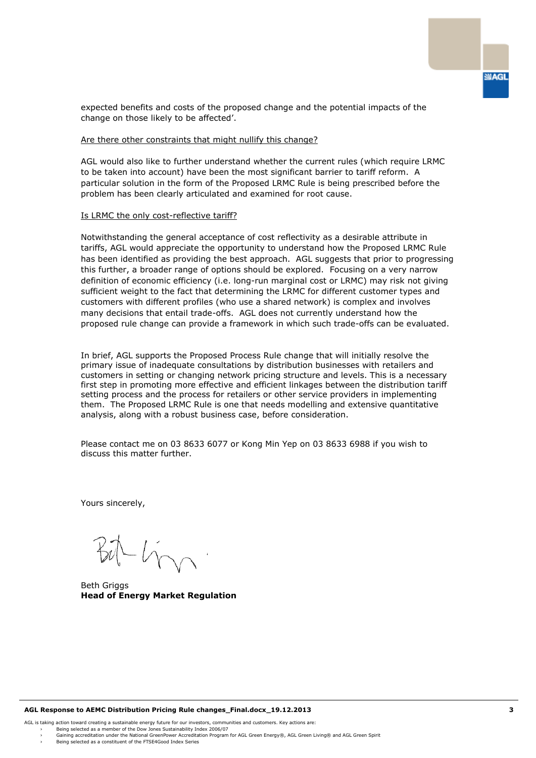expected benefits and costs of the proposed change and the potential impacts of the change on those likely to be affected'.

<u>Are there other constraints that might nullify this change?</u>

AGL would also like to further understand whether the current rules (which require LRMC to be taken into account) have been the most significant barrier to tariff reform. A particular solution in the form of the Proposed LRMC Rule is being prescribed before the problem has been clearly articulated and examined for root cause.

<u>Is LRMC the only cost-reflective tariff?</u>

Notwithstanding the general acceptance of cost reflectivity as a desirable attribute in tariffs, AGL would appreciate the opportunity to understand how the Proposed LRMC Rule has been identified as providing the best approach. AGL suggests that prior to progressing this further, a broader range of options should be explored. Focusing on a very narrow definition of economic efficiency (i.e. long-run marginal cost or LRMC) may risk not giving sufficient weight to the fact that determining the LRMC for different customer types and customers with different profiles (who use a shared network) is complex and involves many decisions that entail trade-offs. AGL does not currently understand how the proposed rule change can provide a framework in which such trade-offs can be evaluated.

In brief, AGL supports the Proposed Process Rule change that will initially resolve the primary issue of inadequate consultations by distribution businesses with retailers and customers in setting or changing network pricing structure and levels. This is a necessary first step in promoting more effective and efficient linkages between the distribution tariff setting process and the process for retailers or other service providers in implementing them. The Proposed LRMC Rule is one that needs modelling and extensive quantitative analysis, along with a robust business case, before consideration.

Please contact me on 03 8633 6077 or Kong Min Yep on 03 8633 6988 if you wish to discuss this matter further.

Yours sincerely,

Beth Griggs
**Head of Energy Market Regulation**

AGL is taking action toward creating a sustainable energy future for our investors, communities and customers. Key actions are:

- Being selected as a member of the Dow Jones Sustainability Index 2006/07
- Gaining accreditation under the National GreenPower Accreditation Program for AGL Green Energy®, AGL Green Living® and AGL Green Spirit
- Being selected as a constituent of the FTSE4Good Index Series